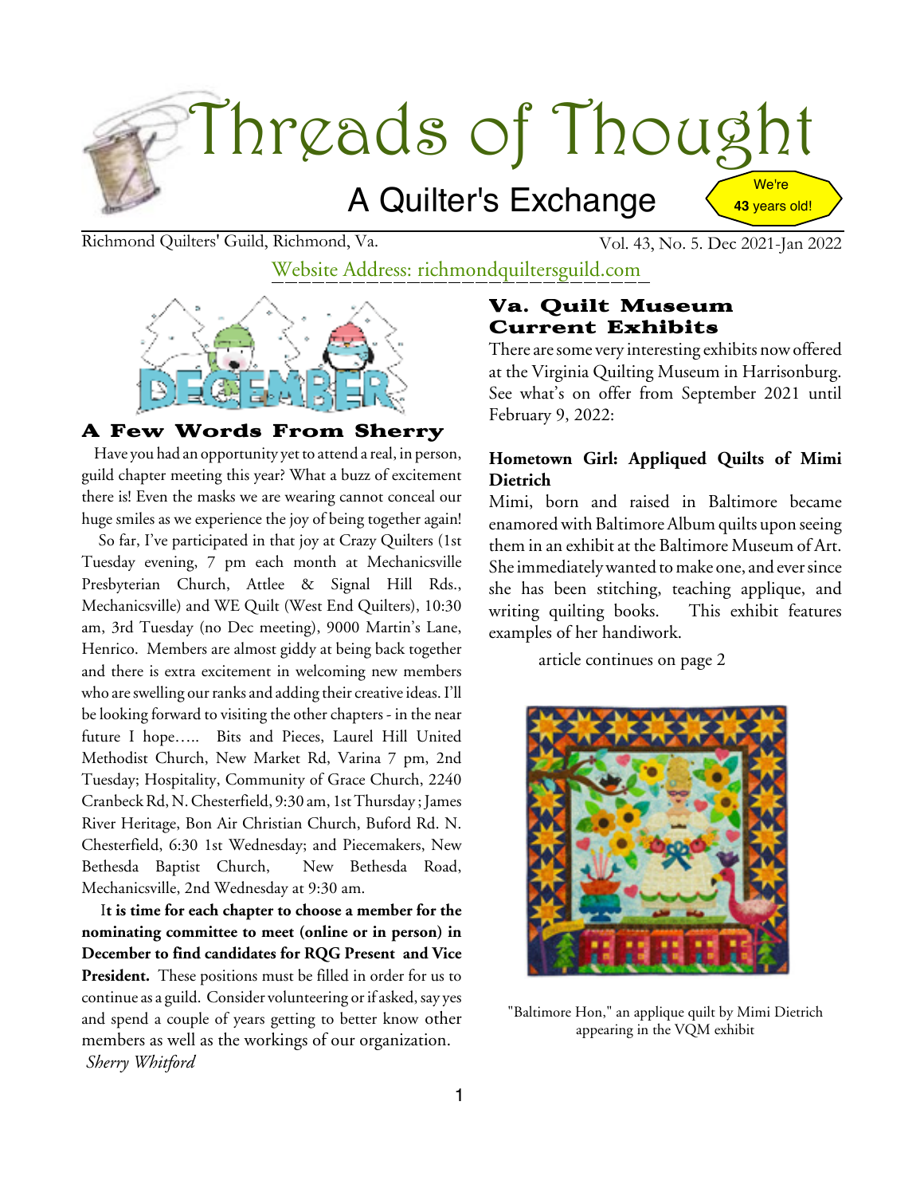# Threads of Thought

## A Quilter's Exchange

We're **43** years old!

Richmond Quilters' Guild, Richmond, Va. Vol. 43, No. 5. Dec 2021-Jan 2022

Website Address: richmondquiltersguild.com

## A Few Words From Sherry

Have you had an opportunity yet to attend a real, in person, guild chapter meeting this year? What a buzz of excitement there is! Even the masks we are wearing cannot conceal our huge smiles as we experience the joy of being together again!

So far, I've participated in that joy at Crazy Quilters (1st Tuesday evening, 7 pm each month at Mechanicsville Presbyterian Church, Attlee & Signal Hill Rds., Mechanicsville) and WE Quilt (West End Quilters), 10:30 am, 3rd Tuesday (no Dec meeting), 9000 Martin's Lane, Henrico. Members are almost giddy at being back together and there is extra excitement in welcoming new members who are swelling our ranks and adding their creative ideas. I'll be looking forward to visiting the other chapters - in the near future I hope….. Bits and Pieces, Laurel Hill United Methodist Church, New Market Rd, Varina 7 pm, 2nd Tuesday; Hospitality, Community of Grace Church, 2240 Cranbeck Rd, N. Chesterfield, 9:30 am, 1st Thursday ; James River Heritage, Bon Air Christian Church, Buford Rd. N. Chesterfield, 6:30 1st Wednesday; and Piecemakers, New Bethesda Baptist Church, New Bethesda Road, Mechanicsville, 2nd Wednesday at 9:30 am.

I**t is time for each chapter to choose a member for the nominating committee to meet (online or in person) in December to find candidates for RQG Present and Vice President.** These positions must be filled in order for us to continue as a guild. Consider volunteering or if asked, say yes and spend a couple of years getting to better know other members as well as the workings of our organization.

*Sherry Whitford*

## Va. Quilt Museum Current Exhibits

There are some very interesting exhibits now offered at the Virginia Quilting Museum in Harrisonburg. See what's on offer from September 2021 until February 9, 2022:

### Hometown Girl: Appliqued Quilts of Mimi Dietrich

Mimi, born and raised in Baltimore became enamored with Baltimore Album quilts upon seeing them in an exhibit at the Baltimore Museum of Art. She immediately wanted to make one, and ever since she has been stitching, teaching applique, and writing quilting books. This exhibit features examples of her handiwork.

article continues on page 2

"Baltimore Hon," an applique quilt by Mimi Dietrich appearing in the VQM exhibit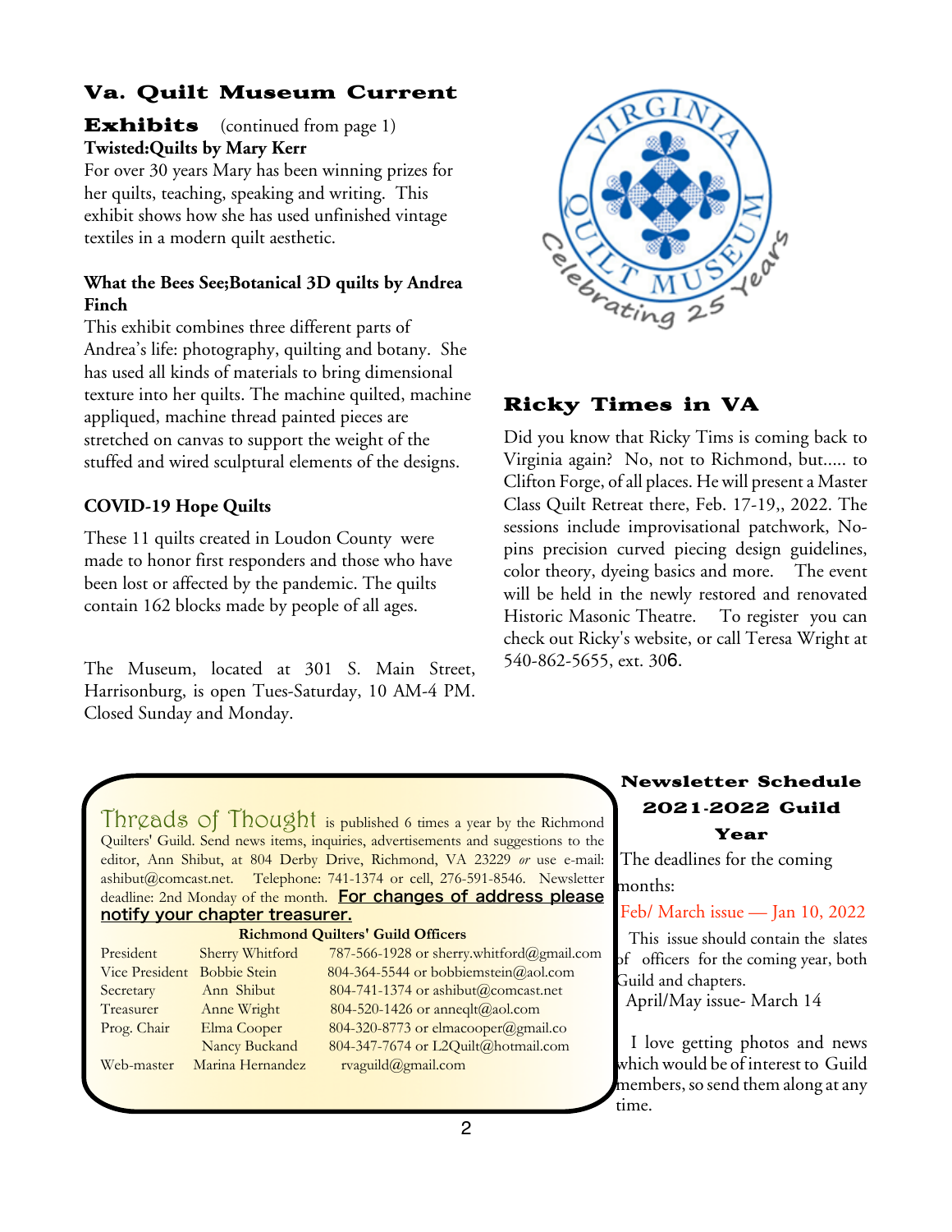## Va. Quilt Museum Current Exhibits

(continued from page 1)

**Twisted:Quilts by Mary Kerr**

For over 30 years Mary has been winning prizes for her quilts, teaching, speaking and writing. This exhibit shows how she has used unfinished vintage textiles in a modern quilt aesthetic.

**What the Bees See;Botanical 3D quilts by Andrea Finch**

This exhibit combines three different parts of Andrea's life: photography, quilting and botany. She has used all kinds of materials to bring dimensional texture into her quilts. The machine quilted, machine appliqued, machine thread painted pieces are stretched on canvas to support the weight of the stuffed and wired sculptural elements of the designs.

**COVID-19 Hope Quilts**

These 11 quilts created in Loudon County were made to honor first responders and those who have been lost or affected by the pandemic. The quilts contain 162 blocks made by people of all ages.

The Museum, located at 301 S. Main Street, Harrisonburg, is open Tues-Saturday, 10 AM-4 PM. Closed Sunday and Monday.

## Ricky Times in VA

Did you know that Ricky Tims is coming back to Virginia again? No, not to Richmond, but..... to Clifton Forge, of all places. He will present a Master Class Quilt Retreat there, Feb. 17-19,, 2022. The sessions include improvisational patchwork, No-pins precision curved piecing design guidelines, color theory, dyeing basics and more. The event will be held in the newly restored and renovated Historic Masonic Theatre. To register you can check out Ricky's website, or call Teresa Wright at 540-862-5655, ext. 306.

Threads of Thought is published 6 times a year by the Richmond Quilters' Guild. Send news items, inquiries, advertisements and suggestions to the editor, Ann Shibut, at 804 Derby Drive, Richmond, VA 23229 *or* use e-mail: ashibut@comcast.net. Telephone: 741-1374 or cell, 276-591-8546. Newsletter deadline: 2nd Monday of the month. **For changes of address please notify your chapter treasurer.**

**Richmond Quilters' Guild Officers**

| | | |
|---|---|---|
| President | Sherry Whitford | 787-566-1928 or sherry.whitford@gmail.com |
| Vice President | Bobbie Stein | 804-364-5544 or bobbiemstein@aol.com |
| Secretary | Ann Shibut | 804-741-1374 or ashibut@comcast.net |
| Treasurer | Anne Wright | 804-520-1426 or anneqlt@aol.com |
| Prog. Chair | Elma Cooper | 804-320-8773 or elmacooper@gmail.co |
| | Nancy Buckand | 804-347-7674 or L2Quilt@hotmail.com |
| Web-master | Marina Hernandez | rvaguild@gmail.com |

## Newsletter Schedule 2021-2022 Guild Year

The deadlines for the coming months:

Feb/ March issue — Jan 10, 2022

This issue should contain the slates of officers for the coming year, both Guild and chapters.

April/May issue- March 14

I love getting photos and news which would be of interest to Guild members, so send them along at any time.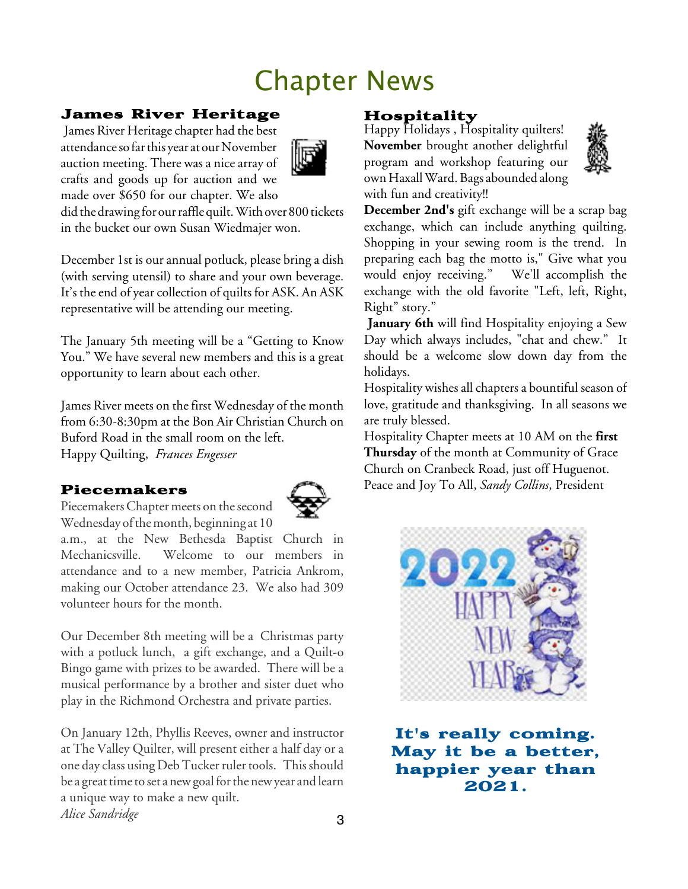# Chapter News

## James River Heritage

James River Heritage chapter had the best attendance so far this year at our November auction meeting. There was a nice array of crafts and goods up for auction and we made over $650 for our chapter. We also did the drawing for our raffle quilt. With over 800 tickets in the bucket our own Susan Wiedmajer won.

December 1st is our annual potluck, please bring a dish (with serving utensil) to share and your own beverage. It's the end of year collection of quilts for ASK. An ASK representative will be attending our meeting.

The January 5th meeting will be a "Getting to Know You." We have several new members and this is a great opportunity to learn about each other.

James River meets on the first Wednesday of the month from 6:30-8:30pm at the Bon Air Christian Church on Buford Road in the small room on the left.
Happy Quilting, *Frances Engesser*

## Piecemakers

Piecemakers Chapter meets on the second Wednesday of the month, beginning at 10 a.m., at the New Bethesda Baptist Church in Mechanicsville. Welcome to our members in attendance and to a new member, Patricia Ankrom, making our October attendance 23. We also had 309 volunteer hours for the month.

Our December 8th meeting will be a Christmas party with a potluck lunch, a gift exchange, and a Quilt-o Bingo game with prizes to be awarded. There will be a musical performance by a brother and sister duet who play in the Richmond Orchestra and private parties.

On January 12th, Phyllis Reeves, owner and instructor at The Valley Quilter, will present either a half day or a one day class using Deb Tucker ruler tools. This should be a great time to set a new goal for the new year and learn a unique way to make a new quilt.
*Alice Sandridge*

## Hospitality

Happy Holidays , Hospitality quilters! **November** brought another delightful program and workshop featuring our own Haxall Ward. Bags abounded along with fun and creativity!!

**December 2nd's** gift exchange will be a scrap bag exchange, which can include anything quilting. Shopping in your sewing room is the trend. In preparing each bag the motto is," Give what you would enjoy receiving." We'll accomplish the exchange with the old favorite "Left, left, Right, Right" story."

**January 6th** will find Hospitality enjoying a Sew Day which always includes, "chat and chew." It should be a welcome slow down day from the holidays.

Hospitality wishes all chapters a bountiful season of love, gratitude and thanksgiving. In all seasons we are truly blessed.

Hospitality Chapter meets at 10 AM on the **first Thursday** of the month at Community of Grace Church on Cranbeck Road, just off Huguenot.
Peace and Joy To All, *Sandy Collins*, President

**It's really coming. May it be a better, happier year than 2021.**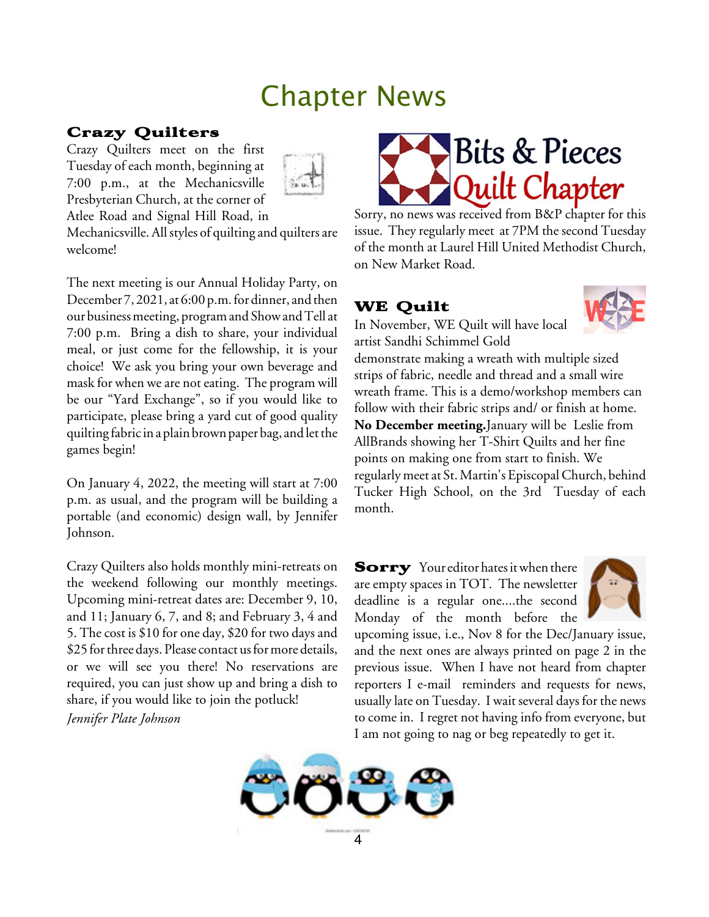# Chapter News

## Crazy Quilters

Crazy Quilters meet on the first Tuesday of each month, beginning at 7:00 p.m., at the Mechanicsville Presbyterian Church, at the corner of Atlee Road and Signal Hill Road, in Mechanicsville. All styles of quilting and quilters are welcome!

The next meeting is our Annual Holiday Party, on December 7, 2021, at 6:00 p.m. for dinner, and then our business meeting, program and Show and Tell at 7:00 p.m. Bring a dish to share, your individual meal, or just come for the fellowship, it is your choice! We ask you bring your own beverage and mask for when we are not eating. The program will be our "Yard Exchange", so if you would like to participate, please bring a yard cut of good quality quilting fabric in a plain brown paper bag, and let the games begin!

On January 4, 2022, the meeting will start at 7:00 p.m. as usual, and the program will be building a portable (and economic) design wall, by Jennifer Johnson.

Crazy Quilters also holds monthly mini-retreats on the weekend following our monthly meetings. Upcoming mini-retreat dates are: December 9, 10, and 11; January 6, 7, and 8; and February 3, 4 and 5. The cost is $10 for one day, $20 for two days and $25 for three days. Please contact us for more details, or we will see you there! No reservations are required, you can just show up and bring a dish to share, if you would like to join the potluck!

*Jennifer Plate Johnson*

## Bits & Pieces Quilt Chapter

Sorry, no news was received from B&P chapter for this issue. They regularly meet at 7PM the second Tuesday of the month at Laurel Hill United Methodist Church, on New Market Road.

## WE Quilt

In November, WE Quilt will have local artist Sandhi Schimmel Gold demonstrate making a wreath with multiple sized strips of fabric, needle and thread and a small wire wreath frame. This is a demo/workshop members can follow with their fabric strips and/ or finish at home. **No December meeting.** January will be Leslie from AllBrands showing her T-Shirt Quilts and her fine points on making one from start to finish. We regularly meet at St. Martin's Episcopal Church, behind Tucker High School, on the 3rd Tuesday of each month.

**Sorry** Your editor hates it when there are empty spaces in TOT. The newsletter deadline is a regular one....the second Monday of the month before the upcoming issue, i.e., Nov 8 for the Dec/January issue, and the next ones are always printed on page 2 in the previous issue. When I have not heard from chapter reporters I e-mail reminders and requests for news, usually late on Tuesday. I wait several days for the news to come in. I regret not having info from everyone, but I am not going to nag or beg repeatedly to get it.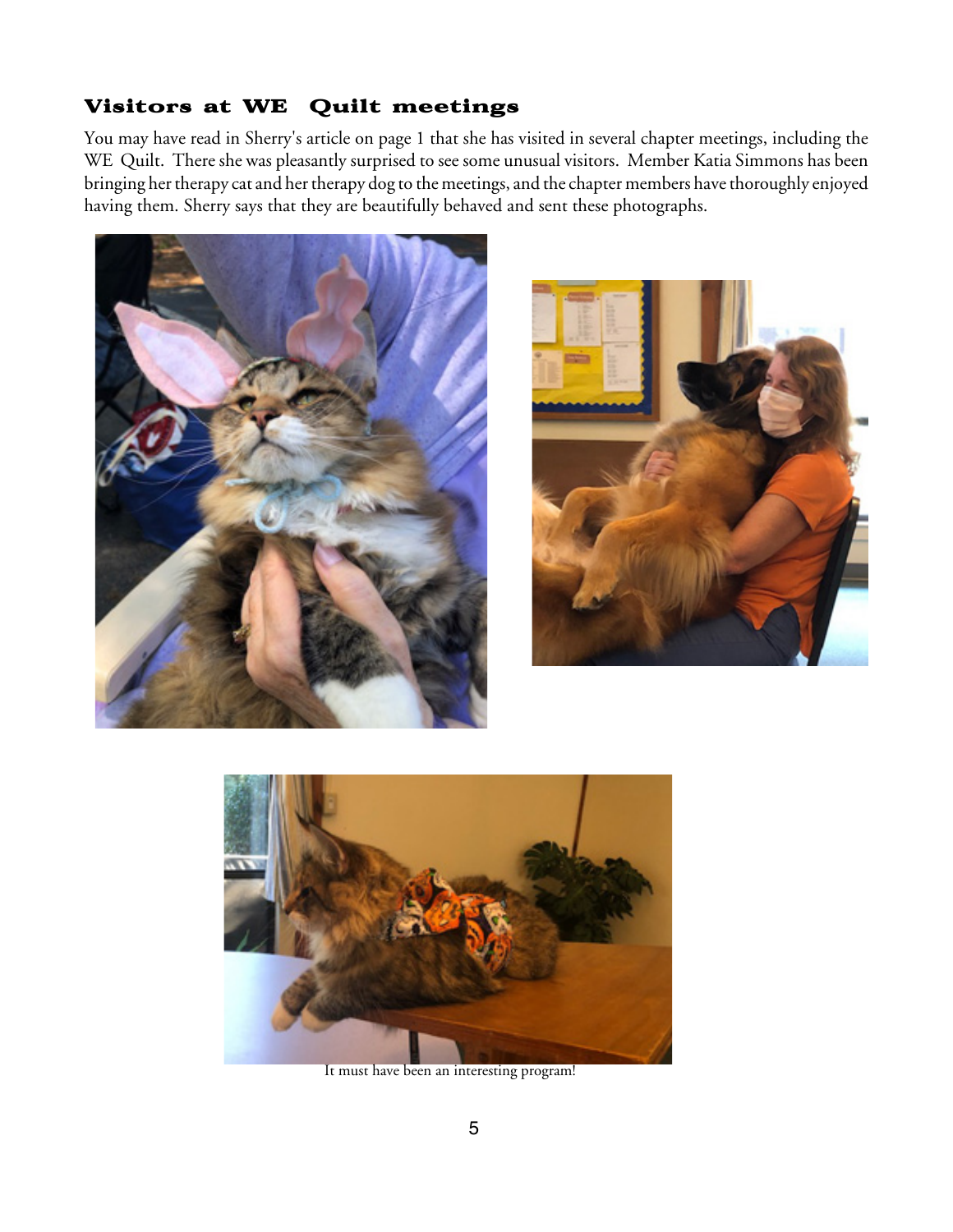## Visitors at WE  Quilt meetings

You may have read in Sherry's article on page 1 that she has visited in several chapter meetings, including the WE  Quilt.  There she was pleasantly surprised to see some unusual visitors.  Member Katia Simmons has been bringing her therapy cat and her therapy dog to the meetings, and the chapter members have thoroughly enjoyed having them. Sherry says that they are beautifully behaved and sent these photographs.

It must have been an interesting program!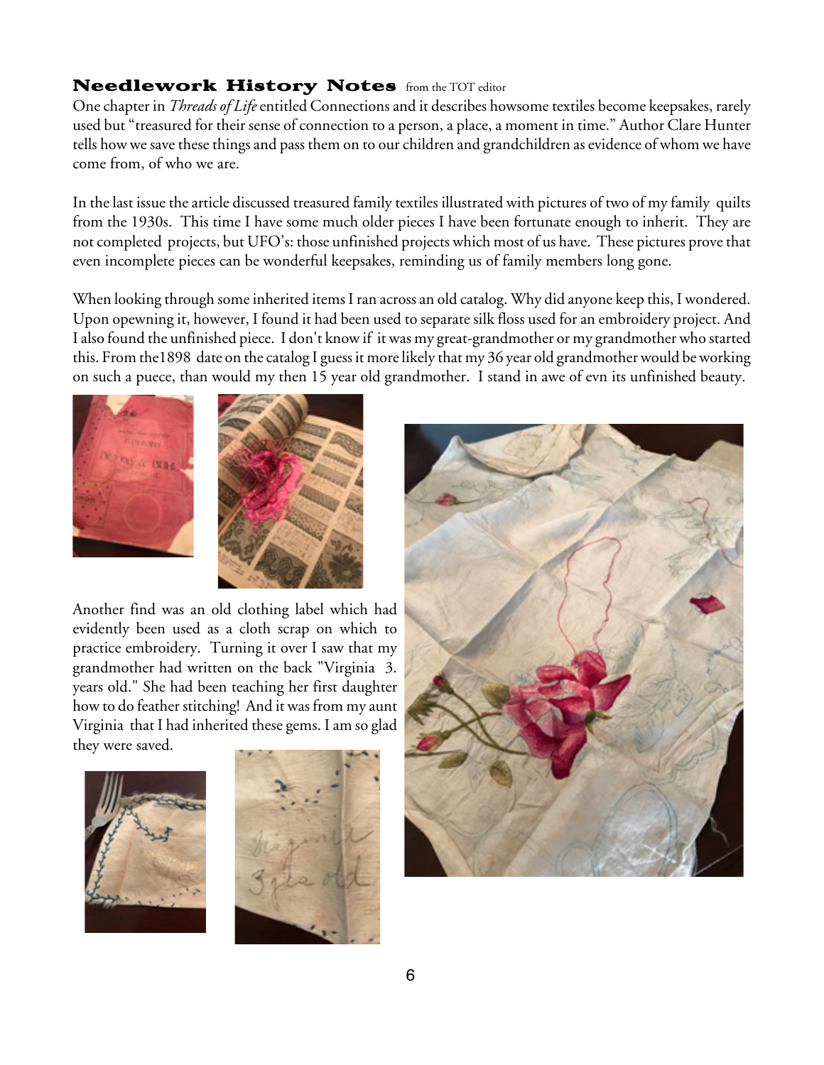## Needlework History Notes from the TOT editor

One chapter in *Threads of Life* entitled Connections and it describes howsome textiles become keepsakes, rarely used but "treasured for their sense of connection to a person, a place, a moment in time." Author Clare Hunter tells how we save these things and pass them on to our children and grandchildren as evidence of whom we have come from, of who we are.

In the last issue the article discussed treasured family textiles illustrated with pictures of two of my family quilts from the 1930s. This time I have some much older pieces I have been fortunate enough to inherit. They are not completed projects, but UFO's: those unfinished projects which most of us have. These pictures prove that even incomplete pieces can be wonderful keepsakes, reminding us of family members long gone.

When looking through some inherited items I ran across an old catalog. Why did anyone keep this, I wondered. Upon opewning it, however, I found it had been used to separate silk floss used for an embroidery project. And I also found the unfinished piece. I don't know if it was my great-grandmother or my grandmother who started this. From the1898 date on the catalog I guess it more likely that my 36 year old grandmother would be working on such a puece, than would my then 15 year old grandmother. I stand in awe of evn its unfinished beauty.

Another find was an old clothing label which had evidently been used as a cloth scrap on which to practice embroidery. Turning it over I saw that my grandmother had written on the back "Virginia 3. years old." She had been teaching her first daughter how to do feather stitching! And it was from my aunt Virginia that I had inherited these gems. I am so glad they were saved.